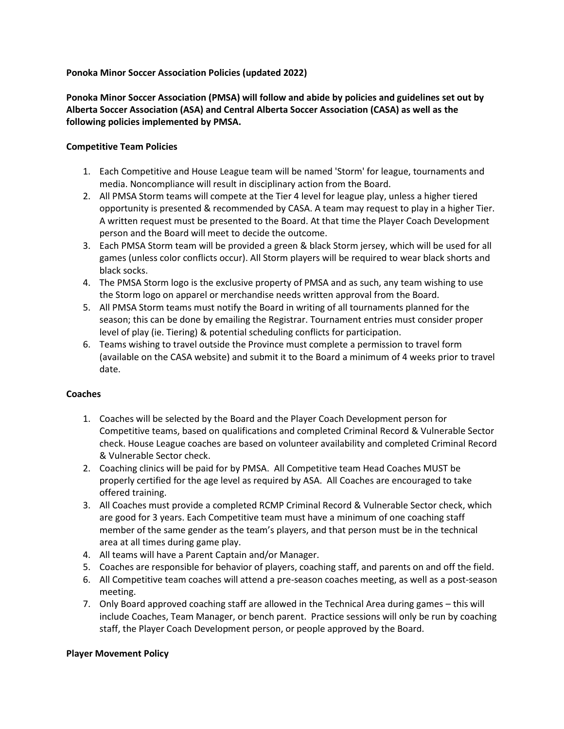**Ponoka Minor Soccer Association Policies (updated 2022)**

**Ponoka Minor Soccer Association (PMSA) will follow and abide by policies and guidelines set out by Alberta Soccer Association (ASA) and Central Alberta Soccer Association (CASA) as well as the following policies implemented by PMSA.**

**Competitive Team Policies**

1. Each Competitive and House League team will be named 'Storm' for league, tournaments and media. Noncompliance will result in disciplinary action from the Board.
2. All PMSA Storm teams will compete at the Tier 4 level for league play, unless a higher tiered opportunity is presented & recommended by CASA. A team may request to play in a higher Tier. A written request must be presented to the Board. At that time the Player Coach Development person and the Board will meet to decide the outcome.
3. Each PMSA Storm team will be provided a green & black Storm jersey, which will be used for all games (unless color conflicts occur). All Storm players will be required to wear black shorts and black socks.
4. The PMSA Storm logo is the exclusive property of PMSA and as such, any team wishing to use the Storm logo on apparel or merchandise needs written approval from the Board.
5. All PMSA Storm teams must notify the Board in writing of all tournaments planned for the season; this can be done by emailing the Registrar. Tournament entries must consider proper level of play (ie. Tiering) & potential scheduling conflicts for participation.
6. Teams wishing to travel outside the Province must complete a permission to travel form (available on the CASA website) and submit it to the Board a minimum of 4 weeks prior to travel date.

**Coaches**

1. Coaches will be selected by the Board and the Player Coach Development person for Competitive teams, based on qualifications and completed Criminal Record & Vulnerable Sector check. House League coaches are based on volunteer availability and completed Criminal Record & Vulnerable Sector check.
2. Coaching clinics will be paid for by PMSA. All Competitive team Head Coaches MUST be properly certified for the age level as required by ASA. All Coaches are encouraged to take offered training.
3. All Coaches must provide a completed RCMP Criminal Record & Vulnerable Sector check, which are good for 3 years. Each Competitive team must have a minimum of one coaching staff member of the same gender as the team's players, and that person must be in the technical area at all times during game play.
4. All teams will have a Parent Captain and/or Manager.
5. Coaches are responsible for behavior of players, coaching staff, and parents on and off the field.
6. All Competitive team coaches will attend a pre-season coaches meeting, as well as a post-season meeting.
7. Only Board approved coaching staff are allowed in the Technical Area during games – this will include Coaches, Team Manager, or bench parent. Practice sessions will only be run by coaching staff, the Player Coach Development person, or people approved by the Board.

**Player Movement Policy**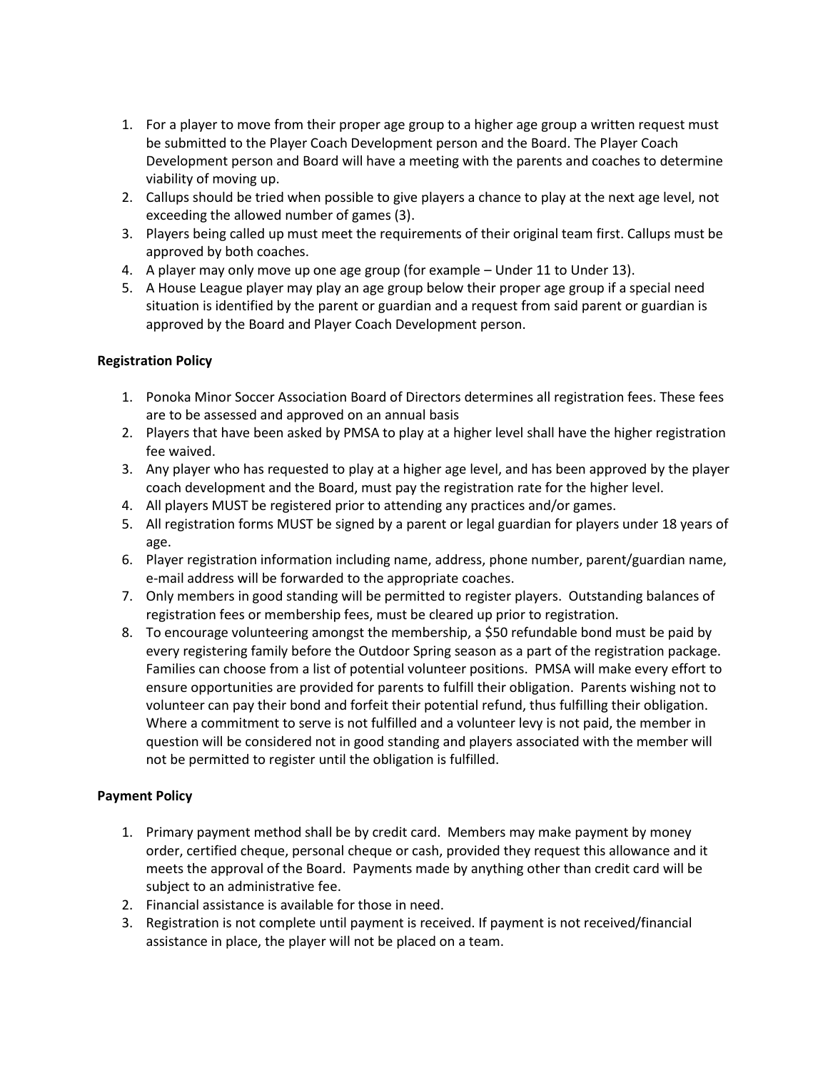1. For a player to move from their proper age group to a higher age group a written request must be submitted to the Player Coach Development person and the Board. The Player Coach Development person and Board will have a meeting with the parents and coaches to determine viability of moving up.
2. Callups should be tried when possible to give players a chance to play at the next age level, not exceeding the allowed number of games (3).
3. Players being called up must meet the requirements of their original team first. Callups must be approved by both coaches.
4. A player may only move up one age group (for example – Under 11 to Under 13).
5. A House League player may play an age group below their proper age group if a special need situation is identified by the parent or guardian and a request from said parent or guardian is approved by the Board and Player Coach Development person.

**Registration Policy**

1. Ponoka Minor Soccer Association Board of Directors determines all registration fees. These fees are to be assessed and approved on an annual basis
2. Players that have been asked by PMSA to play at a higher level shall have the higher registration fee waived.
3. Any player who has requested to play at a higher age level, and has been approved by the player coach development and the Board, must pay the registration rate for the higher level.
4. All players MUST be registered prior to attending any practices and/or games.
5. All registration forms MUST be signed by a parent or legal guardian for players under 18 years of age.
6. Player registration information including name, address, phone number, parent/guardian name, e-mail address will be forwarded to the appropriate coaches.
7. Only members in good standing will be permitted to register players. Outstanding balances of registration fees or membership fees, must be cleared up prior to registration.
8. To encourage volunteering amongst the membership, a $50 refundable bond must be paid by every registering family before the Outdoor Spring season as a part of the registration package. Families can choose from a list of potential volunteer positions. PMSA will make every effort to ensure opportunities are provided for parents to fulfill their obligation. Parents wishing not to volunteer can pay their bond and forfeit their potential refund, thus fulfilling their obligation. Where a commitment to serve is not fulfilled and a volunteer levy is not paid, the member in question will be considered not in good standing and players associated with the member will not be permitted to register until the obligation is fulfilled.

**Payment Policy**

1. Primary payment method shall be by credit card. Members may make payment by money order, certified cheque, personal cheque or cash, provided they request this allowance and it meets the approval of the Board. Payments made by anything other than credit card will be subject to an administrative fee.
2. Financial assistance is available for those in need.
3. Registration is not complete until payment is received. If payment is not received/financial assistance in place, the player will not be placed on a team.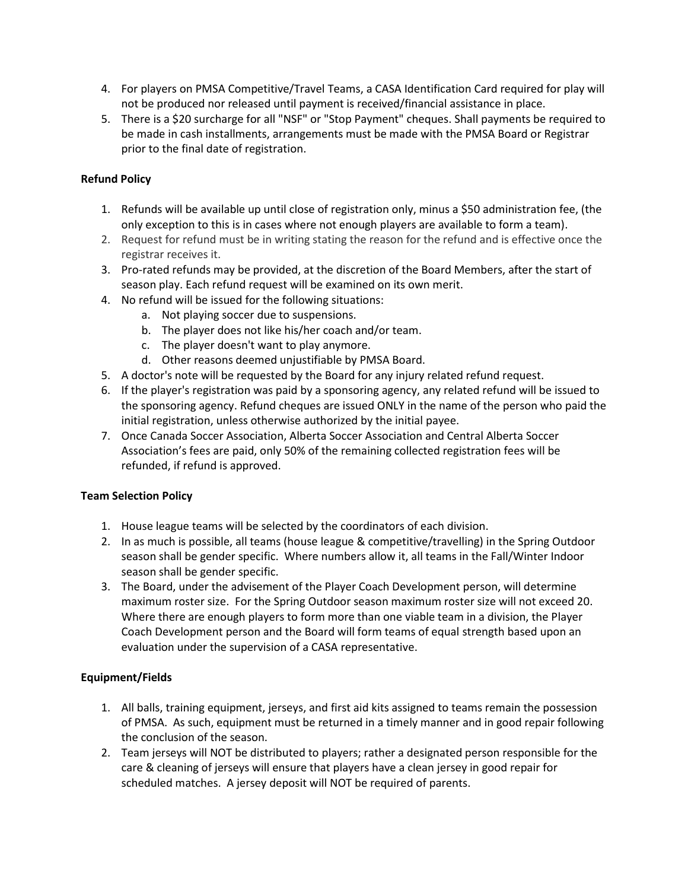4. For players on PMSA Competitive/Travel Teams, a CASA Identification Card required for play will not be produced nor released until payment is received/financial assistance in place.
5. There is a $20 surcharge for all "NSF" or "Stop Payment" cheques. Shall payments be required to be made in cash installments, arrangements must be made with the PMSA Board or Registrar prior to the final date of registration.

**Refund Policy**

1. Refunds will be available up until close of registration only, minus a $50 administration fee, (the only exception to this is in cases where not enough players are available to form a team).
2. Request for refund must be in writing stating the reason for the refund and is effective once the registrar receives it.
3. Pro-rated refunds may be provided, at the discretion of the Board Members, after the start of season play. Each refund request will be examined on its own merit.
4. No refund will be issued for the following situations:
   a. Not playing soccer due to suspensions.
   b. The player does not like his/her coach and/or team.
   c. The player doesn't want to play anymore.
   d. Other reasons deemed unjustifiable by PMSA Board.
5. A doctor's note will be requested by the Board for any injury related refund request.
6. If the player's registration was paid by a sponsoring agency, any related refund will be issued to the sponsoring agency. Refund cheques are issued ONLY in the name of the person who paid the initial registration, unless otherwise authorized by the initial payee.
7. Once Canada Soccer Association, Alberta Soccer Association and Central Alberta Soccer Association's fees are paid, only 50% of the remaining collected registration fees will be refunded, if refund is approved.

**Team Selection Policy**

1. House league teams will be selected by the coordinators of each division.
2. In as much is possible, all teams (house league & competitive/travelling) in the Spring Outdoor season shall be gender specific. Where numbers allow it, all teams in the Fall/Winter Indoor season shall be gender specific.
3. The Board, under the advisement of the Player Coach Development person, will determine maximum roster size. For the Spring Outdoor season maximum roster size will not exceed 20. Where there are enough players to form more than one viable team in a division, the Player Coach Development person and the Board will form teams of equal strength based upon an evaluation under the supervision of a CASA representative.

**Equipment/Fields**

1. All balls, training equipment, jerseys, and first aid kits assigned to teams remain the possession of PMSA. As such, equipment must be returned in a timely manner and in good repair following the conclusion of the season.
2. Team jerseys will NOT be distributed to players; rather a designated person responsible for the care & cleaning of jerseys will ensure that players have a clean jersey in good repair for scheduled matches. A jersey deposit will NOT be required of parents.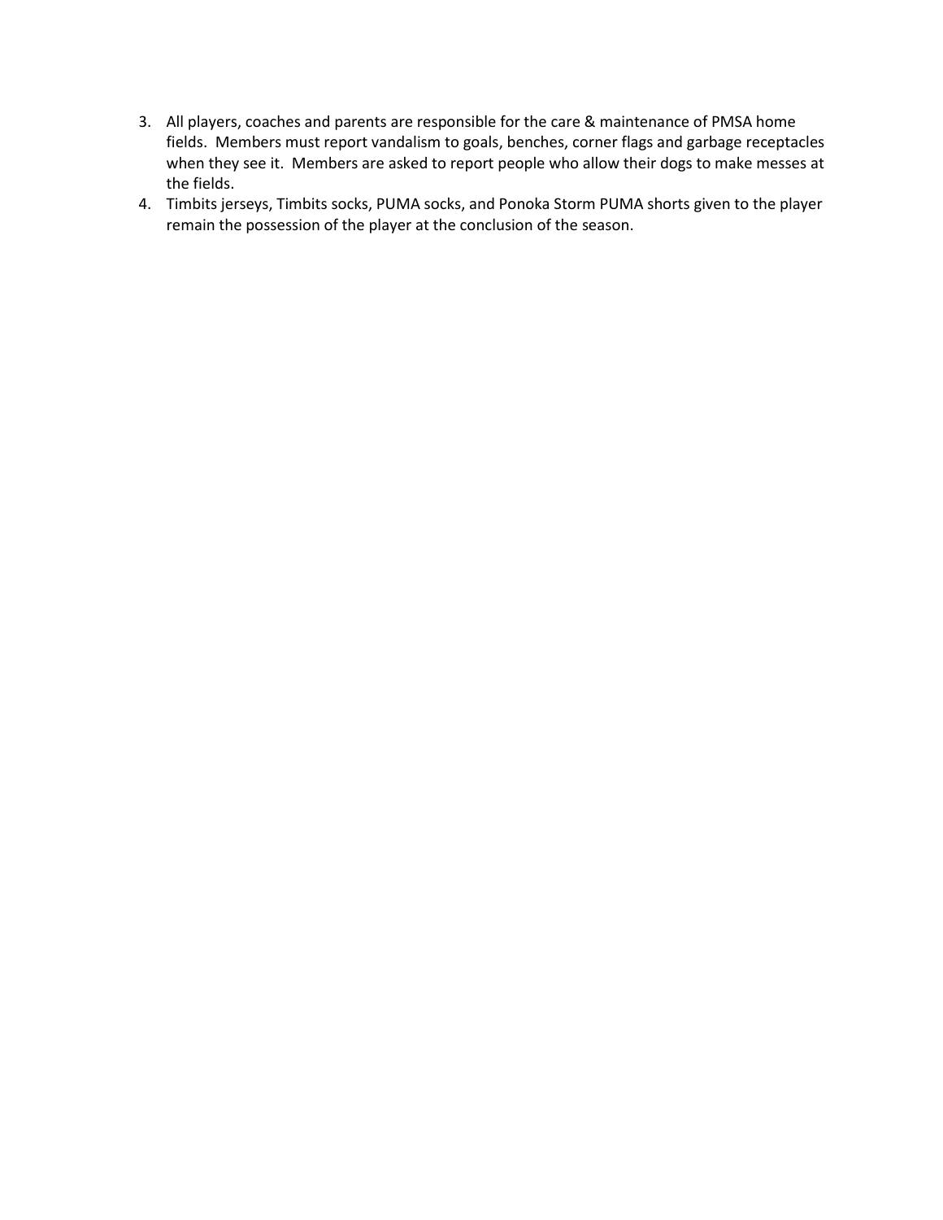3. All players, coaches and parents are responsible for the care & maintenance of PMSA home fields. Members must report vandalism to goals, benches, corner flags and garbage receptacles when they see it. Members are asked to report people who allow their dogs to make messes at the fields.
4. Timbits jerseys, Timbits socks, PUMA socks, and Ponoka Storm PUMA shorts given to the player remain the possession of the player at the conclusion of the season.